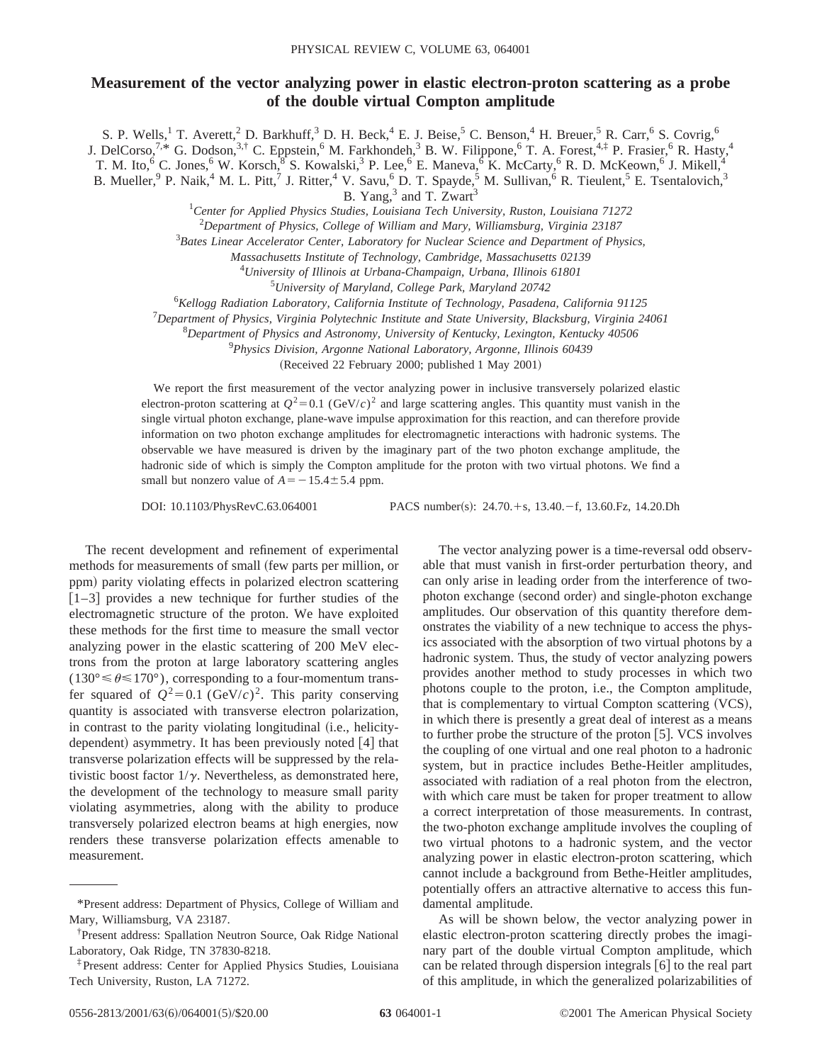# Measurement of the vector analyzing power in elastic electron-proton scattering as a probe of the double virtual Compton amplitude

S. P. Wells,[1] T. Averett,[2] D. Barkhuff,[3] D. H. Beck,[4] E. J. Beise,[5] C. Benson,[4] H. Breuer,[5] R. Carr,[6] S. Covrig,[6] J. DelCorso,[7,*] G. Dodson,[3,†] C. Eppstein,[6] M. Farkhondeh,[3] B. W. Filippone,[6] T. A. Forest,[4,‡] P. Frasier,[6] R. Hasty,[4] T. M. Ito,[6] C. Jones,[6] W. Korsch,[8] S. Kowalski,[3] P. Lee,[6] E. Maneva,[6] K. McCarty,[6] R. D. McKeown,[6] J. Mikell,[4] B. Mueller,[9] P. Naik,[4] M. L. Pitt,[7] J. Ritter,[4] V. Savu,[6] D. T. Spayde,[5] M. Sullivan,[6] R. Tieulent,[5] E. Tsentalovich,[3] B. Yang,[3] and T. Zwart[3]

[1]*Center for Applied Physics Studies, Louisiana Tech University, Ruston, Louisiana 71272*
[2]*Department of Physics, College of William and Mary, Williamsburg, Virginia 23187*
[3]*Bates Linear Accelerator Center, Laboratory for Nuclear Science and Department of Physics, Massachusetts Institute of Technology, Cambridge, Massachusetts 02139*
[4]*University of Illinois at Urbana-Champaign, Urbana, Illinois 61801*
[5]*University of Maryland, College Park, Maryland 20742*
[6]*Kellogg Radiation Laboratory, California Institute of Technology, Pasadena, California 91125*
[7]*Department of Physics, Virginia Polytechnic Institute and State University, Blacksburg, Virginia 24061*
[8]*Department of Physics and Astronomy, University of Kentucky, Lexington, Kentucky 40506*
[9]*Physics Division, Argonne National Laboratory, Argonne, Illinois 60439*

(Received 22 February 2000; published 1 May 2001)

We report the first measurement of the vector analyzing power in inclusive transversely polarized elastic electron-proton scattering at $Q^2=0.1$ (GeV/$c$)$^2$ and large scattering angles. This quantity must vanish in the single virtual photon exchange, plane-wave impulse approximation for this reaction, and can therefore provide information on two photon exchange amplitudes for electromagnetic interactions with hadronic systems. The observable we have measured is driven by the imaginary part of the two photon exchange amplitude, the hadronic side of which is simply the Compton amplitude for the proton with two virtual photons. We find a small but nonzero value of $A=-15.4\pm5.4$ ppm.

DOI: 10.1103/PhysRevC.63.064001 PACS number(s): 24.70.+s, 13.40.−f, 13.60.Fz, 14.20.Dh

The recent development and refinement of experimental methods for measurements of small (few parts per million, or ppm) parity violating effects in polarized electron scattering [1–3] provides a new technique for further studies of the electromagnetic structure of the proton. We have exploited these methods for the first time to measure the small vector analyzing power in the elastic scattering of 200 MeV electrons from the proton at large laboratory scattering angles ($130°\leq\theta\leq170°$), corresponding to a four-momentum transfer squared of $Q^2=0.1$ (GeV/$c$)$^2$. This parity conserving quantity is associated with transverse electron polarization, in contrast to the parity violating longitudinal (i.e., helicity-dependent) asymmetry. It has been previously noted [4] that transverse polarization effects will be suppressed by the relativistic boost factor $1/\gamma$. Nevertheless, as demonstrated here, the development of the technology to measure small parity violating asymmetries, along with the ability to produce transversely polarized electron beams at high energies, now renders these transverse polarization effects amenable to measurement.

The vector analyzing power is a time-reversal odd observable that must vanish in first-order perturbation theory, and can only arise in leading order from the interference of two-photon exchange (second order) and single-photon exchange amplitudes. Our observation of this quantity therefore demonstrates the viability of a new technique to access the physics associated with the absorption of two virtual photons by a hadronic system. Thus, the study of vector analyzing powers provides another method to study processes in which two photons couple to the proton, i.e., the Compton amplitude, that is complementary to virtual Compton scattering (VCS), in which there is presently a great deal of interest as a means to further probe the structure of the proton [5]. VCS involves the coupling of one virtual and one real photon to a hadronic system, but in practice includes Bethe-Heitler amplitudes, associated with radiation of a real photon from the electron, with which care must be taken for proper treatment to allow a correct interpretation of those measurements. In contrast, the two-photon exchange amplitude involves the coupling of two virtual photons to a hadronic system, and the vector analyzing power in elastic electron-proton scattering, which cannot include a background from Bethe-Heitler amplitudes, potentially offers an attractive alternative to access this fundamental amplitude.

As will be shown below, the vector analyzing power in elastic electron-proton scattering directly probes the imaginary part of the double virtual Compton amplitude, which can be related through dispersion integrals [6] to the real part of this amplitude, in which the generalized polarizabilities of

---

*Present address: Department of Physics, College of William and Mary, Williamsburg, VA 23187.

†Present address: Spallation Neutron Source, Oak Ridge National Laboratory, Oak Ridge, TN 37830-8218.

‡Present address: Center for Applied Physics Studies, Louisiana Tech University, Ruston, LA 71272.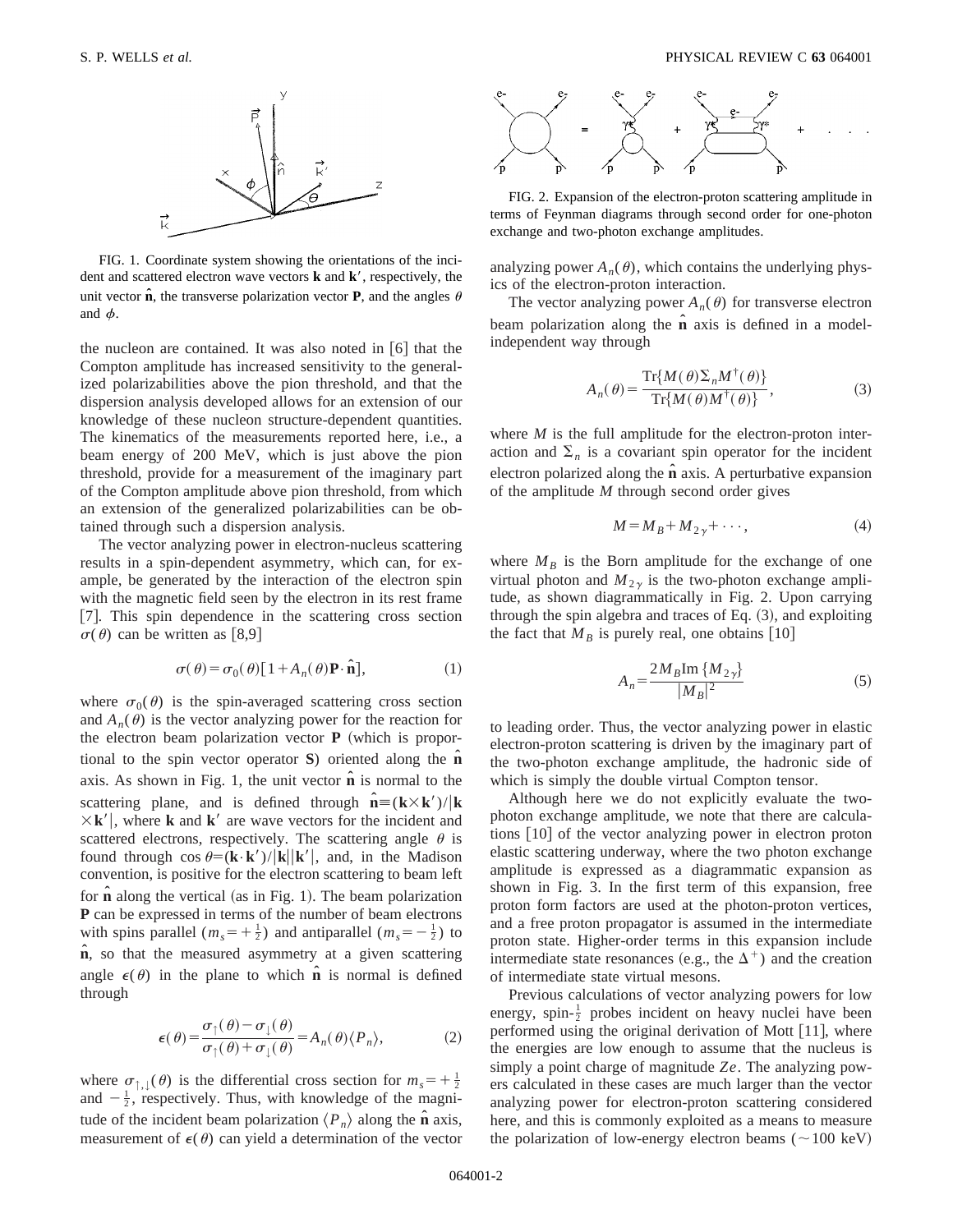FIG. 1. Coordinate system showing the orientations of the incident and scattered electron wave vectors **k** and **k**′, respectively, the unit vector $\hat{\mathbf{n}}$, the transverse polarization vector **P**, and the angles $\theta$ and $\phi$.

the nucleon are contained. It was also noted in [6] that the Compton amplitude has increased sensitivity to the generalized polarizabilities above the pion threshold, and that the dispersion analysis developed allows for an extension of our knowledge of these nucleon structure-dependent quantities. The kinematics of the measurements reported here, i.e., a beam energy of 200 MeV, which is just above the pion threshold, provide for a measurement of the imaginary part of the Compton amplitude above pion threshold, from which an extension of the generalized polarizabilities can be obtained through such a dispersion analysis.

The vector analyzing power in electron-nucleus scattering results in a spin-dependent asymmetry, which can, for example, be generated by the interaction of the electron spin with the magnetic field seen by the electron in its rest frame [7]. This spin dependence in the scattering cross section $\sigma(\theta)$ can be written as [8,9]

$$\sigma(\theta)=\sigma_0(\theta)[1+A_n(\theta)\mathbf{P}\cdot\hat{\mathbf{n}}], \tag{1}$$

where $\sigma_0(\theta)$ is the spin-averaged scattering cross section and $A_n(\theta)$ is the vector analyzing power for the reaction for the electron beam polarization vector **P** (which is proportional to the spin vector operator **S**) oriented along the $\hat{\mathbf{n}}$ axis. As shown in Fig. 1, the unit vector $\hat{\mathbf{n}}$ is normal to the scattering plane, and is defined through $\hat{\mathbf{n}}\equiv(\mathbf{k}\times\mathbf{k}')/|\mathbf{k}\times\mathbf{k}'|$, where **k** and **k**′ are wave vectors for the incident and scattered electrons, respectively. The scattering angle $\theta$ is found through $\cos\theta=(\mathbf{k}\cdot\mathbf{k}')/|\mathbf{k}||\mathbf{k}'|$, and, in the Madison convention, is positive for the electron scattering to beam left for $\hat{\mathbf{n}}$ along the vertical (as in Fig. 1). The beam polarization **P** can be expressed in terms of the number of beam electrons with spins parallel ($m_s=+\frac{1}{2}$) and antiparallel ($m_s=-\frac{1}{2}$) to $\hat{\mathbf{n}}$, so that the measured asymmetry at a given scattering angle $\epsilon(\theta)$ in the plane to which $\hat{\mathbf{n}}$ is normal is defined through

$$\epsilon(\theta)=\frac{\sigma_\uparrow(\theta)-\sigma_\downarrow(\theta)}{\sigma_\uparrow(\theta)+\sigma_\downarrow(\theta)}=A_n(\theta)\langle P_n\rangle, \tag{2}$$

where $\sigma_{\uparrow,\downarrow}(\theta)$ is the differential cross section for $m_s=+\frac{1}{2}$ and $-\frac{1}{2}$, respectively. Thus, with knowledge of the magnitude of the incident beam polarization $\langle P_n\rangle$ along the $\hat{\mathbf{n}}$ axis, measurement of $\epsilon(\theta)$ can yield a determination of the vector analyzing power $A_n(\theta)$, which contains the underlying physics of the electron-proton interaction.

FIG. 2. Expansion of the electron-proton scattering amplitude in terms of Feynman diagrams through second order for one-photon exchange and two-photon exchange amplitudes.

The vector analyzing power $A_n(\theta)$ for transverse electron beam polarization along the $\hat{\mathbf{n}}$ axis is defined in a model-independent way through

$$A_n(\theta)=\frac{\mathrm{Tr}\{M(\theta)\Sigma_n M^\dagger(\theta)\}}{\mathrm{Tr}\{M(\theta)M^\dagger(\theta)\}}, \tag{3}$$

where $M$ is the full amplitude for the electron-proton interaction and $\Sigma_n$ is a covariant spin operator for the incident electron polarized along the $\hat{\mathbf{n}}$ axis. A perturbative expansion of the amplitude $M$ through second order gives

$$M=M_B+M_{2\gamma}+\cdots, \tag{4}$$

where $M_B$ is the Born amplitude for the exchange of one virtual photon and $M_{2\gamma}$ is the two-photon exchange amplitude, as shown diagrammatically in Fig. 2. Upon carrying through the spin algebra and traces of Eq. (3), and exploiting the fact that $M_B$ is purely real, one obtains [10]

$$A_n=\frac{2M_B\mathrm{Im}\{M_{2\gamma}\}}{|M_B|^2} \tag{5}$$

to leading order. Thus, the vector analyzing power in elastic electron-proton scattering is driven by the imaginary part of the two-photon exchange amplitude, the hadronic side of which is simply the double virtual Compton tensor.

Although here we do not explicitly evaluate the two-photon exchange amplitude, we note that there are calculations [10] of the vector analyzing power in electron proton elastic scattering underway, where the two photon exchange amplitude is expressed as a diagrammatic expansion as shown in Fig. 3. In the first term of this expansion, free proton form factors are used at the photon-proton vertices, and a free proton propagator is assumed in the intermediate proton state. Higher-order terms in this expansion include intermediate state resonances (e.g., the $\Delta^+$) and the creation of intermediate state virtual mesons.

Previous calculations of vector analyzing powers for low energy, spin-$\frac{1}{2}$ probes incident on heavy nuclei have been performed using the original derivation of Mott [11], where the energies are low enough to assume that the nucleus is simply a point charge of magnitude $Ze$. The analyzing powers calculated in these cases are much larger than the vector analyzing power for electron-proton scattering considered here, and this is commonly exploited as a means to measure the polarization of low-energy electron beams (~100 keV)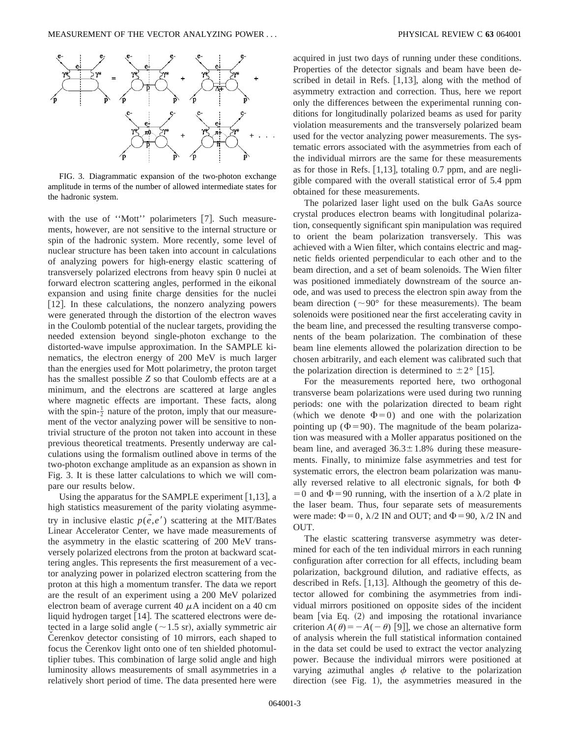FIG. 3. Diagrammatic expansion of the two-photon exchange amplitude in terms of the number of allowed intermediate states for the hadronic system.

with the use of ''Mott'' polarimeters [7]. Such measurements, however, are not sensitive to the internal structure or spin of the hadronic system. More recently, some level of nuclear structure has been taken into account in calculations of analyzing powers for high-energy elastic scattering of transversely polarized electrons from heavy spin 0 nuclei at forward electron scattering angles, performed in the eikonal expansion and using finite charge densities for the nuclei [12]. In these calculations, the nonzero analyzing powers were generated through the distortion of the electron waves in the Coulomb potential of the nuclear targets, providing the needed extension beyond single-photon exchange to the distorted-wave impulse approximation. In the SAMPLE kinematics, the electron energy of 200 MeV is much larger than the energies used for Mott polarimetry, the proton target has the smallest possible $Z$ so that Coulomb effects are at a minimum, and the electrons are scattered at large angles where magnetic effects are important. These facts, along with the spin-$\frac{1}{2}$ nature of the proton, imply that our measurement of the vector analyzing power will be sensitive to nontrivial structure of the proton not taken into account in these previous theoretical treatments. Presently underway are calculations using the formalism outlined above in terms of the two-photon exchange amplitude as an expansion as shown in Fig. 3. It is these latter calculations to which we will compare our results below.

Using the apparatus for the SAMPLE experiment [1,13], a high statistics measurement of the parity violating asymmetry in inclusive elastic $p(\vec{e},e')$ scattering at the MIT/Bates Linear Accelerator Center, we have made measurements of the asymmetry in the elastic scattering of 200 MeV transversely polarized electrons from the proton at backward scattering angles. This represents the first measurement of a vector analyzing power in polarized electron scattering from the proton at this high a momentum transfer. The data we report are the result of an experiment using a 200 MeV polarized electron beam of average current 40 $\mu$A incident on a 40 cm liquid hydrogen target [14]. The scattered electrons were detected in a large solid angle ($\sim$1.5 sr), axially symmetric air Čerenkov detector consisting of 10 mirrors, each shaped to focus the Čerenkov light onto one of ten shielded photomultiplier tubes. This combination of large solid angle and high luminosity allows measurements of small asymmetries in a relatively short period of time. The data presented here were acquired in just two days of running under these conditions. Properties of the detector signals and beam have been described in detail in Refs. [1,13], along with the method of asymmetry extraction and correction. Thus, here we report only the differences between the experimental running conditions for longitudinally polarized beams as used for parity violation measurements and the transversely polarized beam used for the vector analyzing power measurements. The systematic errors associated with the asymmetries from each of the individual mirrors are the same for these measurements as for those in Refs. [1,13], totaling 0.7 ppm, and are negligible compared with the overall statistical error of 5.4 ppm obtained for these measurements.

The polarized laser light used on the bulk GaAs source crystal produces electron beams with longitudinal polarization, consequently significant spin manipulation was required to orient the beam polarization transversely. This was achieved with a Wien filter, which contains electric and magnetic fields oriented perpendicular to each other and to the beam direction, and a set of beam solenoids. The Wien filter was positioned immediately downstream of the source anode, and was used to precess the electron spin away from the beam direction ($\sim 90°$ for these measurements). The beam solenoids were positioned near the first accelerating cavity in the beam line, and precessed the resulting transverse components of the beam polarization. The combination of these beam line elements allowed the polarization direction to be chosen arbitrarily, and each element was calibrated such that the polarization direction is determined to $\pm 2°$ [15].

For the measurements reported here, two orthogonal transverse beam polarizations were used during two running periods: one with the polarization directed to beam right (which we denote $\Phi = 0$) and one with the polarization pointing up ($\Phi = 90$). The magnitude of the beam polarization was measured with a Moller apparatus positioned on the beam line, and averaged $36.3 \pm 1.8\%$ during these measurements. Finally, to minimize false asymmetries and test for systematic errors, the electron beam polarization was manually reversed relative to all electronic signals, for both $\Phi = 0$ and $\Phi = 90$ running, with the insertion of a $\lambda/2$ plate in the laser beam. Thus, four separate sets of measurements were made: $\Phi = 0$, $\lambda/2$ IN and OUT; and $\Phi = 90$, $\lambda/2$ IN and OUT.

The elastic scattering transverse asymmetry was determined for each of the ten individual mirrors in each running configuration after correction for all effects, including beam polarization, background dilution, and radiative effects, as described in Refs. [1,13]. Although the geometry of this detector allowed for combining the asymmetries from individual mirrors positioned on opposite sides of the incident beam [via Eq. (2) and imposing the rotational invariance criterion $A(\theta) = -A(-\theta)$ [9]], we chose an alternative form of analysis wherein the full statistical information contained in the data set could be used to extract the vector analyzing power. Because the individual mirrors were positioned at varying azimuthal angles $\phi$ relative to the polarization direction (see Fig. 1), the asymmetries measured in the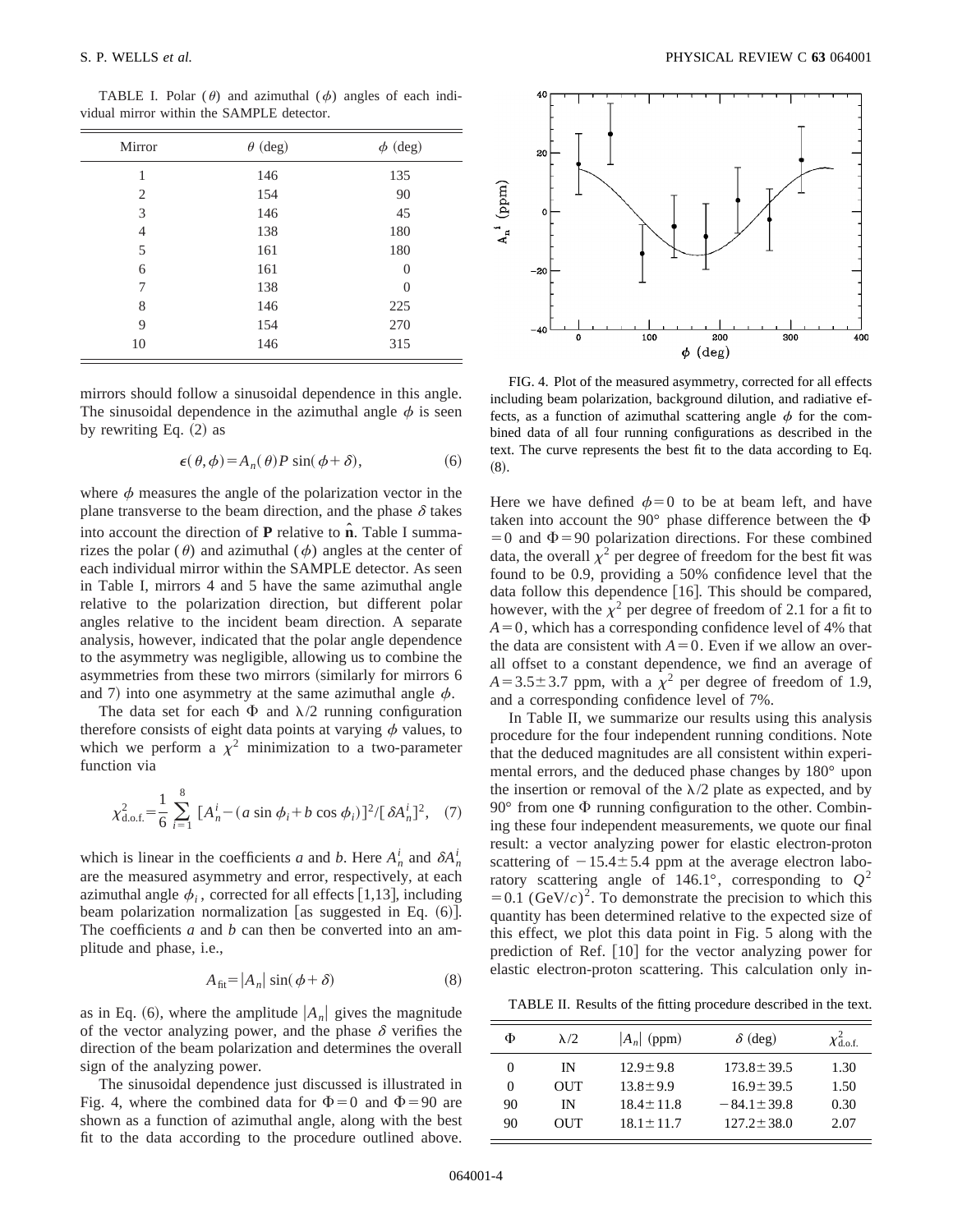TABLE I. Polar ($\theta$) and azimuthal ($\phi$) angles of each individual mirror within the SAMPLE detector.

| Mirror | $\theta$ (deg) | $\phi$ (deg) |
|---|---|---|
| 1 | 146 | 135 |
| 2 | 154 | 90 |
| 3 | 146 | 45 |
| 4 | 138 | 180 |
| 5 | 161 | 180 |
| 6 | 161 | 0 |
| 7 | 138 | 0 |
| 8 | 146 | 225 |
| 9 | 154 | 270 |
| 10 | 146 | 315 |

mirrors should follow a sinusoidal dependence in this angle. The sinusoidal dependence in the azimuthal angle $\phi$ is seen by rewriting Eq. (2) as

$$\epsilon(\theta,\phi)=A_n(\theta)P\sin(\phi+\delta), \tag{6}$$

where $\phi$ measures the angle of the polarization vector in the plane transverse to the beam direction, and the phase $\delta$ takes into account the direction of $\mathbf{P}$ relative to $\hat{\mathbf{n}}$. Table I summarizes the polar ($\theta$) and azimuthal ($\phi$) angles at the center of each individual mirror within the SAMPLE detector. As seen in Table I, mirrors 4 and 5 have the same azimuthal angle relative to the polarization direction, but different polar angles relative to the incident beam direction. A separate analysis, however, indicated that the polar angle dependence to the asymmetry was negligible, allowing us to combine the asymmetries from these two mirrors (similarly for mirrors 6 and 7) into one asymmetry at the same azimuthal angle $\phi$.

The data set for each $\Phi$ and $\lambda/2$ running configuration therefore consists of eight data points at varying $\phi$ values, to which we perform a $\chi^2$ minimization to a two-parameter function via

$$\chi^2_{\text{d.o.f.}}=\frac{1}{6}\sum_{i=1}^{8}[A_n^i-(a\sin\phi_i+b\cos\phi_i)]^2/[\delta A_n^i]^2, \tag{7}$$

which is linear in the coefficients $a$ and $b$. Here $A_n^i$ and $\delta A_n^i$ are the measured asymmetry and error, respectively, at each azimuthal angle $\phi_i$, corrected for all effects [1,13], including beam polarization normalization [as suggested in Eq. (6)]. The coefficients $a$ and $b$ can then be converted into an amplitude and phase, i.e.,

$$A_{\text{fit}}=|A_n|\sin(\phi+\delta) \tag{8}$$

as in Eq. (6), where the amplitude $|A_n|$ gives the magnitude of the vector analyzing power, and the phase $\delta$ verifies the direction of the beam polarization and determines the overall sign of the analyzing power.

The sinusoidal dependence just discussed is illustrated in Fig. 4, where the combined data for $\Phi=0$ and $\Phi=90$ are shown as a function of azimuthal angle, along with the best fit to the data according to the procedure outlined above.

FIG. 4. Plot of the measured asymmetry, corrected for all effects including beam polarization, background dilution, and radiative effects, as a function of azimuthal scattering angle $\phi$ for the combined data of all four running configurations as described in the text. The curve represents the best fit to the data according to Eq. (8).

Here we have defined $\phi=0$ to be at beam left, and have taken into account the 90° phase difference between the $\Phi=0$ and $\Phi=90$ polarization directions. For these combined data, the overall $\chi^2$ per degree of freedom for the best fit was found to be 0.9, providing a 50% confidence level that the data follow this dependence [16]. This should be compared, however, with the $\chi^2$ per degree of freedom of 2.1 for a fit to $A=0$, which has a corresponding confidence level of 4% that the data are consistent with $A=0$. Even if we allow an overall offset to a constant dependence, we find an average of $A=3.5\pm3.7$ ppm, with a $\chi^2$ per degree of freedom of 1.9, and a corresponding confidence level of 7%.

In Table II, we summarize our results using this analysis procedure for the four independent running conditions. Note that the deduced magnitudes are all consistent within experimental errors, and the deduced phase changes by 180° upon the insertion or removal of the $\lambda/2$ plate as expected, and by 90° from one $\Phi$ running configuration to the other. Combining these four independent measurements, we quote our final result: a vector analyzing power for elastic electron-proton scattering of $-15.4\pm5.4$ ppm at the average electron laboratory scattering angle of 146.1°, corresponding to $Q^2=0.1\ (\text{GeV}/c)^2$. To demonstrate the precision to which this quantity has been determined relative to the expected size of this effect, we plot this data point in Fig. 5 along with the prediction of Ref. [10] for the vector analyzing power for elastic electron-proton scattering. This calculation only in-

TABLE II. Results of the fitting procedure described in the text.

| $\Phi$ | $\lambda/2$ | $\|A_n\|$ (ppm) | $\delta$ (deg) | $\chi^2_{\text{d.o.f.}}$ |
|---|---|---|---|---|
| 0 | IN | $12.9\pm9.8$ | $173.8\pm39.5$ | 1.30 |
| 0 | OUT | $13.8\pm9.9$ | $16.9\pm39.5$ | 1.50 |
| 90 | IN | $18.4\pm11.8$ | $-84.1\pm39.8$ | 0.30 |
| 90 | OUT | $18.1\pm11.7$ | $127.2\pm38.0$ | 2.07 |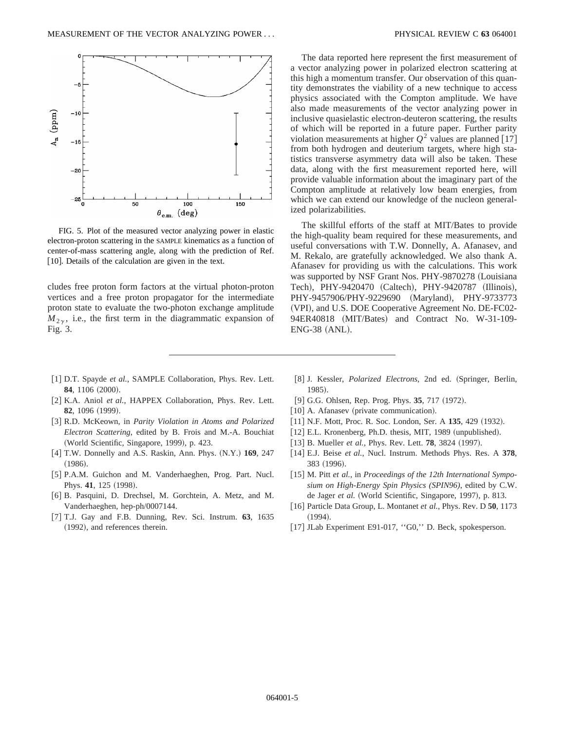0

−5

−10

−15

−20

−25

$A_n$ (ppm)

0 50 100 150

$\theta_{\rm c.m.}$ (deg)

FIG. 5. Plot of the measured vector analyzing power in elastic electron-proton scattering in the SAMPLE kinematics as a function of center-of-mass scattering angle, along with the prediction of Ref. [10]. Details of the calculation are given in the text.

cludes free proton form factors at the virtual photon-proton vertices and a free proton propagator for the intermediate proton state to evaluate the two-photon exchange amplitude $M_{2\gamma}$, i.e., the first term in the diagrammatic expansion of Fig. 3.

The data reported here represent the first measurement of a vector analyzing power in polarized electron scattering at this high a momentum transfer. Our observation of this quantity demonstrates the viability of a new technique to access physics associated with the Compton amplitude. We have also made measurements of the vector analyzing power in inclusive quasielastic electron-deuteron scattering, the results of which will be reported in a future paper. Further parity violation measurements at higher $Q^2$ values are planned [17] from both hydrogen and deuterium targets, where high statistics transverse asymmetry data will also be taken. These data, along with the first measurement reported here, will provide valuable information about the imaginary part of the Compton amplitude at relatively low beam energies, from which we can extend our knowledge of the nucleon generalized polarizabilities.

The skillful efforts of the staff at MIT/Bates to provide the high-quality beam required for these measurements, and useful conversations with T.W. Donnelly, A. Afanasev, and M. Rekalo, are gratefully acknowledged. We also thank A. Afanasev for providing us with the calculations. This work was supported by NSF Grant Nos. PHY-9870278 (Louisiana Tech), PHY-9420470 (Caltech), PHY-9420787 (Illinois), PHY-9457906/PHY-9229690 (Maryland), PHY-9733773 (VPI), and U.S. DOE Cooperative Agreement No. DE-FC02-94ER40818 (MIT/Bates) and Contract No. W-31-109-ENG-38 (ANL).

---

[1] D.T. Spayde *et al.*, SAMPLE Collaboration, Phys. Rev. Lett. **84**, 1106 (2000).

[2] K.A. Aniol *et al.*, HAPPEX Collaboration, Phys. Rev. Lett. **82**, 1096 (1999).

[3] R.D. McKeown, in *Parity Violation in Atoms and Polarized Electron Scattering*, edited by B. Frois and M.-A. Bouchiat (World Scientific, Singapore, 1999), p. 423.

[4] T.W. Donnelly and A.S. Raskin, Ann. Phys. (N.Y.) **169**, 247 (1986).

[5] P.A.M. Guichon and M. Vanderhaeghen, Prog. Part. Nucl. Phys. **41**, 125 (1998).

[6] B. Pasquini, D. Drechsel, M. Gorchtein, A. Metz, and M. Vanderhaeghen, hep-ph/0007144.

[7] T.J. Gay and F.B. Dunning, Rev. Sci. Instrum. **63**, 1635 (1992), and references therein.

[8] J. Kessler, *Polarized Electrons*, 2nd ed. (Springer, Berlin, 1985).

[9] G.G. Ohlsen, Rep. Prog. Phys. **35**, 717 (1972).

[10] A. Afanasev (private communication).

[11] N.F. Mott, Proc. R. Soc. London, Ser. A **135**, 429 (1932).

[12] E.L. Kronenberg, Ph.D. thesis, MIT, 1989 (unpublished).

[13] B. Mueller *et al.*, Phys. Rev. Lett. **78**, 3824 (1997).

[14] E.J. Beise *et al.*, Nucl. Instrum. Methods Phys. Res. A **378**, 383 (1996).

[15] M. Pitt *et al.*, in *Proceedings of the 12th International Symposium on High-Energy Spin Physics (SPIN96)*, edited by C.W. de Jager *et al.* (World Scientific, Singapore, 1997), p. 813.

[16] Particle Data Group, L. Montanet *et al.*, Phys. Rev. D **50**, 1173 (1994).

[17] JLab Experiment E91-017, ''G0,'' D. Beck, spokesperson.